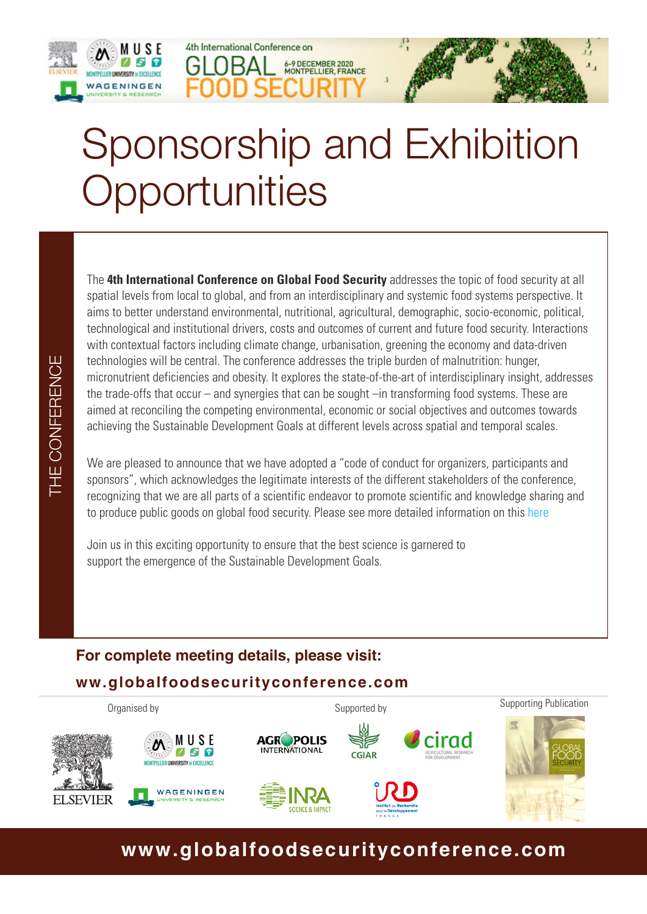4th International Conference on

# GLOBAL FOOD SECURITY

6-9 DECEMBER 2020
MONTPELLIER, FRANCE

# Sponsorship and Exhibition Opportunities

## THE CONFERENCE

The **4th International Conference on Global Food Security** addresses the topic of food security at all spatial levels from local to global, and from an interdisciplinary and systemic food systems perspective. It aims to better understand environmental, nutritional, agricultural, demographic, socio-economic, political, technological and institutional drivers, costs and outcomes of current and future food security. Interactions with contextual factors including climate change, urbanisation, greening the economy and data-driven technologies will be central. The conference addresses the triple burden of malnutrition: hunger, micronutrient deficiencies and obesity. It explores the state-of-the-art of interdisciplinary insight, addresses the trade-offs that occur – and synergies that can be sought –in transforming food systems. These are aimed at reconciling the competing environmental, economic or social objectives and outcomes towards achieving the Sustainable Development Goals at different levels across spatial and temporal scales.

We are pleased to announce that we have adopted a "code of conduct for organizers, participants and sponsors", which acknowledges the legitimate interests of the different stakeholders of the conference, recognizing that we are all parts of a scientific endeavor to promote scientific and knowledge sharing and to produce public goods on global food security. Please see more detailed information on this here

Join us in this exciting opportunity to ensure that the best science is garnered to support the emergence of the Sustainable Development Goals.

**For complete meeting details, please visit:**

**ww.globalfoodsecurityconference.com**

Organised by: Elsevier, MUSE Montpellier University of Excellence, Wageningen University & Research

Supported by: Agropolis International, CGIAR, CIRAD, INRA, IRD

Supporting Publication: Global Food Security

**www.globalfoodsecurityconference.com**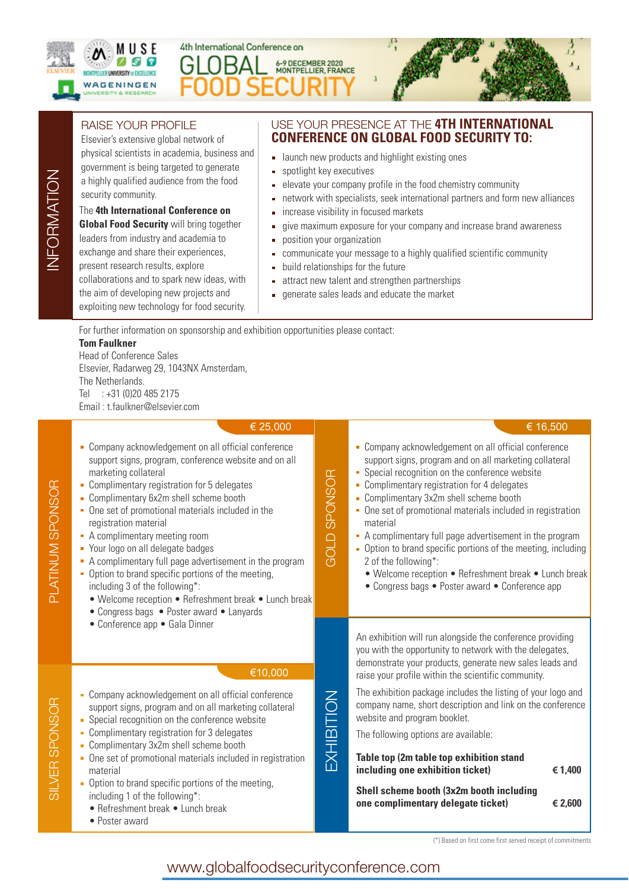4th International Conference on

# GLOBAL FOOD SECURITY

6-9 DECEMBER 2020
MONTPELLIER, FRANCE

## INFORMATION

### RAISE YOUR PROFILE

Elsevier's extensive global network of physical scientists in academia, business and government is being targeted to generate a highly qualified audience from the food security community.

The **4th International Conference on Global Food Security** will bring together leaders from industry and academia to exchange and share their experiences, present research results, explore collaborations and to spark new ideas, with the aim of developing new projects and exploiting new technology for food security.

### USE YOUR PRESENCE AT THE **4TH INTERNATIONAL CONFERENCE ON GLOBAL FOOD SECURITY TO:**

- launch new products and highlight existing ones
- spotlight key executives
- elevate your company profile in the food chemistry community
- network with specialists, seek international partners and form new alliances
- increase visibility in focused markets
- give maximum exposure for your company and increase brand awareness
- position your organization
- communicate your message to a highly qualified scientific community
- build relationships for the future
- attract new talent and strengthen partnerships
- generate sales leads and educate the market

For further information on sponsorship and exhibition opportunities please contact:
**Tom Faulkner**
Head of Conference Sales
Elsevier, Radarweg 29, 1043NX Amsterdam,
The Netherlands.
Tel : +31 (0)20 485 2175
Email : t.faulkner@elsevier.com

## PLATINUM SPONSOR

€ 25,000

- Company acknowledgement on all official conference support signs, program, conference website and on all marketing collateral
- Complimentary registration for 5 delegates
- Complimentary 6x2m shell scheme booth
- One set of promotional materials included in the registration material
- A complimentary meeting room
- Your logo on all delegate badges
- A complimentary full page advertisement in the program
- Option to brand specific portions of the meeting, including 3 of the following*:
  - Welcome reception • Refreshment break • Lunch break
  - Congress bags • Poster award • Lanyards
  - Conference app • Gala Dinner

## SILVER SPONSOR

€10,000

- Company acknowledgement on all official conference support signs, program and on all marketing collateral
- Special recognition on the conference website
- Complimentary registration for 3 delegates
- Complimentary 3x2m shell scheme booth
- One set of promotional materials included in registration material
- Option to brand specific portions of the meeting, including 1 of the following*:
  - Refreshment break • Lunch break
  - Poster award

## GOLD SPONSOR

€ 16,500

- Company acknowledgement on all official conference support signs, program and on all marketing collateral
- Special recognition on the conference website
- Complimentary registration for 4 delegates
- Complimentary 3x2m shell scheme booth
- One set of promotional materials included in registration material
- A complimentary full page advertisement in the program
- Option to brand specific portions of the meeting, including 2 of the following*:
  - Welcome reception • Refreshment break • Lunch break
  - Congress bags • Poster award • Conference app

## EXHIBITION

An exhibition will run alongside the conference providing you with the opportunity to network with the delegates, demonstrate your products, generate new sales leads and raise your profile within the scientific community.

The exhibition package includes the listing of your logo and company name, short description and link on the conference website and program booklet.

The following options are available:

| Option | Price |
|---|---|
| **Table top (2m table top exhibition stand including one exhibition ticket)** | **€ 1,400** |
| **Shell scheme booth (3x2m booth including one complimentary delegate ticket)** | **€ 2,600** |

(*) Based on first come first served receipt of commitments

www.globalfoodsecurityconference.com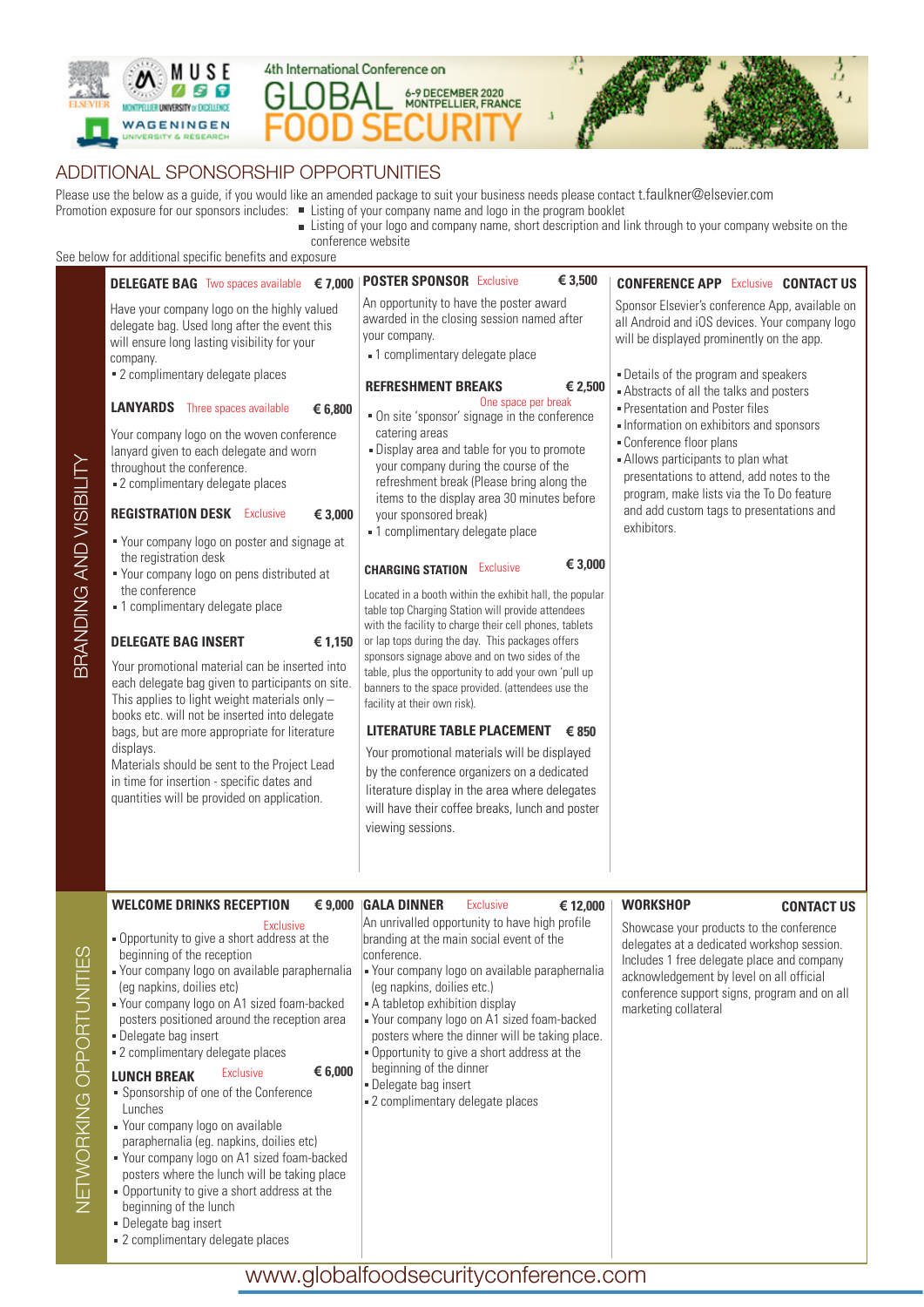4th International Conference on

# GLOBAL FOOD SECURITY

6-9 DECEMBER 2020
MONTPELLIER, FRANCE

## ADDITIONAL SPONSORSHIP OPPORTUNITIES

Please use the below as a guide, if you would like an amended package to suit your business needs please contact t.faulkner@elsevier.com

Promotion exposure for our sponsors includes:
- Listing of your company name and logo in the program booklet
- Listing of your logo and company name, short description and link through to your company website on the conference website

See below for additional specific benefits and exposure

## BRANDING AND VISIBILITY

### DELEGATE BAG — Two spaces available — € 7,000

Have your company logo on the highly valued delegate bag. Used long after the event this will ensure long lasting visibility for your company.

- 2 complimentary delegate places

### LANYARDS — Three spaces available — € 6,800

Your company logo on the woven conference lanyard given to each delegate and worn throughout the conference.

- 2 complimentary delegate places

### REGISTRATION DESK — Exclusive — € 3,000

- Your company logo on poster and signage at the registration desk
- Your company logo on pens distributed at the conference
- 1 complimentary delegate place

### DELEGATE BAG INSERT — € 1,150

Your promotional material can be inserted into each delegate bag given to participants on site. This applies to light weight materials only – books etc. will not be inserted into delegate bags, but are more appropriate for literature displays.

Materials should be sent to the Project Lead in time for insertion - specific dates and quantities will be provided on application.

### POSTER SPONSOR — Exclusive — € 3,500

An opportunity to have the poster award awarded in the closing session named after your company.

- 1 complimentary delegate place

### REFRESHMENT BREAKS — One space per break — € 2,500

- On site 'sponsor' signage in the conference catering areas
- Display area and table for you to promote your company during the course of the refreshment break (Please bring along the items to the display area 30 minutes before your sponsored break)
- 1 complimentary delegate place

### CHARGING STATION — Exclusive — € 3,000

Located in a booth within the exhibit hall, the popular table top Charging Station will provide attendees with the facility to charge their cell phones, tablets or lap tops during the day. This packages offers sponsors signage above and on two sides of the table, plus the opportunity to add your own 'pull up banners to the space provided. (attendees use the facility at their own risk).

### LITERATURE TABLE PLACEMENT — € 850

Your promotional materials will be displayed by the conference organizers on a dedicated literature display in the area where delegates will have their coffee breaks, lunch and poster viewing sessions.

### CONFERENCE APP — Exclusive — CONTACT US

Sponsor Elsevier's conference App, available on all Android and iOS devices. Your company logo will be displayed prominently on the app.

- Details of the program and speakers
- Abstracts of all the talks and posters
- Presentation and Poster files
- Information on exhibitors and sponsors
- Conference floor plans
- Allows participants to plan what presentations to attend, add notes to the program, make lists via the To Do feature and add custom tags to presentations and exhibitors.

## NETWORKING OPPORTUNITIES

### WELCOME DRINKS RECEPTION — Exclusive — € 9,000

- Opportunity to give a short address at the beginning of the reception
- Your company logo on available paraphernalia (eg napkins, doilies etc)
- Your company logo on A1 sized foam-backed posters positioned around the reception area
- Delegate bag insert
- 2 complimentary delegate places

### LUNCH BREAK — Exclusive — € 6,000

- Sponsorship of one of the Conference Lunches
- Your company logo on available paraphernalia (eg. napkins, doilies etc)
- Your company logo on A1 sized foam-backed posters where the lunch will be taking place
- Opportunity to give a short address at the beginning of the lunch
- Delegate bag insert
- 2 complimentary delegate places

### GALA DINNER — Exclusive — € 12,000

An unrivalled opportunity to have high profile branding at the main social event of the conference.

- Your company logo on available paraphernalia (eg napkins, doilies etc.)
- A tabletop exhibition display
- Your company logo on A1 sized foam-backed posters where the dinner will be taking place.
- Opportunity to give a short address at the beginning of the dinner
- Delegate bag insert
- 2 complimentary delegate places

### WORKSHOP — CONTACT US

Showcase your products to the conference delegates at a dedicated workshop session. Includes 1 free delegate place and company acknowledgement by level on all official conference support signs, program and on all marketing collateral

www.globalfoodsecurityconference.com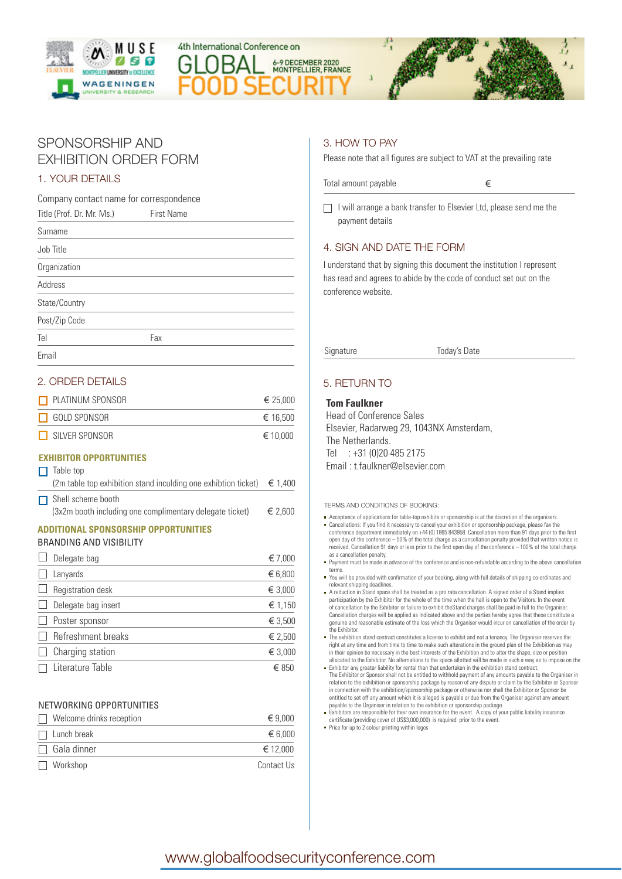4th International Conference on

# GLOBAL FOOD SECURITY

6-9 DECEMBER 2020
MONTPELLIER, FRANCE

## SPONSORSHIP AND EXHIBITION ORDER FORM

### 1. YOUR DETAILS

Company contact name for correspondence

Title (Prof. Dr. Mr. Ms.) First Name

Surname

Job Title

Organization

Address

State/Country

Post/Zip Code

Tel Fax

Email

### 2. ORDER DETAILS

| | |
|---|---|
| ☐ PLATINUM SPONSOR | € 25,000 |
| ☐ GOLD SPONSOR | € 16,500 |
| ☐ SILVER SPONSOR | € 10,000 |

**EXHIBITOR OPPORTUNITIES**

| | |
|---|---|
| ☐ Table top (2m table top exhibition stand inculding one exhbition ticket) | € 1,400 |
| ☐ Shell scheme booth (3x2m booth including one complimentary delegate ticket) | € 2,600 |

**ADDITIONAL SPONSORSHIP OPPORTUNITIES**

BRANDING AND VISIBILITY

| | |
|---|---|
| ☐ Delegate bag | € 7,000 |
| ☐ Lanyards | € 6,800 |
| ☐ Registration desk | € 3,000 |
| ☐ Delegate bag insert | € 1,150 |
| ☐ Poster sponsor | € 3,500 |
| ☐ Refreshment breaks | € 2,500 |
| ☐ Charging station | € 3,000 |
| ☐ Literature Table | € 850 |

NETWORKING OPPORTUNITIES

| | |
|---|---|
| ☐ Welcome drinks reception | € 9,000 |
| ☐ Lunch break | € 6,000 |
| ☐ Gala dinner | € 12,000 |
| ☐ Workshop | Contact Us |

### 3. HOW TO PAY

Please note that all figures are subject to VAT at the prevailing rate

Total amount payable €

☐ I will arrange a bank transfer to Elsevier Ltd, please send me the payment details

### 4. SIGN AND DATE THE FORM

I understand that by signing this document the institution I represent has read and agrees to abide by the code of conduct set out on the conference website.

Signature Today's Date

### 5. RETURN TO

**Tom Faulkner**
Head of Conference Sales
Elsevier, Radarweg 29, 1043NX Amsterdam,
The Netherlands.
Tel : +31 (0)20 485 2175
Email : t.faulkner@elsevier.com

TERMS AND CONDITIONS OF BOOKING:

- Acceptance of applications for table-top exhibits or sponsorship is at the discretion of the organisers.
- Cancellations: If you find it necessary to cancel your exhibition or sponsorship package, please fax the conference department immediately on +44 (0) 1865 843958. Cancellation more than 91 days prior to the first open day of the conference – 50% of the total charge as a cancellation penalty provided that written notice is received. Cancellation 91 days or less prior to the first open day of the conference – 100% of the total charge as a cancellation penalty.
- Payment must be made in advance of the conference and is non-refundable according to the above cancellation terms.
- You will be provided with confirmation of your booking, along with full details of shipping co-ordinates and relevant shipping deadlines.
- A reduction in Stand space shall be treated as a pro rata cancellation. A signed order of a Stand implies participation by the Exhibitor for the whole of the time when the hall is open to the Visitors. In the event of cancellation by the Exhibitor or failure to exhibit theStand charges shall be paid in full to the Organiser. Cancellation charges will be applied as indicated above and the parties hereby agree that these constitute a genuine and reasonable estimate of the loss which the Organiser would incur on cancellation of the order by the Exhibitor.
- The exhibition stand contract constitutes a license to exhibit and not a tenancy. The Organiser reserves the right at any time and from time to time to make such alterations in the ground plan of the Exhibition as may in their opinion be necessary in the best interests of the Exhibition and to alter the shape, size or position allocated to the Exhibitor. No alternations to the space allotted will be made in such a way as to impose on the
- Exhibitor any greater liability for rental than that undertaken in the exhibition stand contract. The Exhibitor or Sponsor shall not be entitled to withhold payment of any amounts payable to the Organiser in relation to the exhibition or sponsorship package by reason of any dispute or claim by the Exhibitor or Sponsor in connection with the exhibition/sponsorship package or otherwise nor shall the Exhibitor or Sponsor be entitled to set off any amount which it is alleged is payable or due from the Organiser against any amount payable to the Organiser in relation to the exhibition or sponsorship package.
- Exhibitors are responsible for their own insurance for the event. A copy of your public liability insurance certificate (providing cover of US$3,000,000) is required prior to the event.
- Price for up to 2 colour printing within logos

www.globalfoodsecurityconference.com